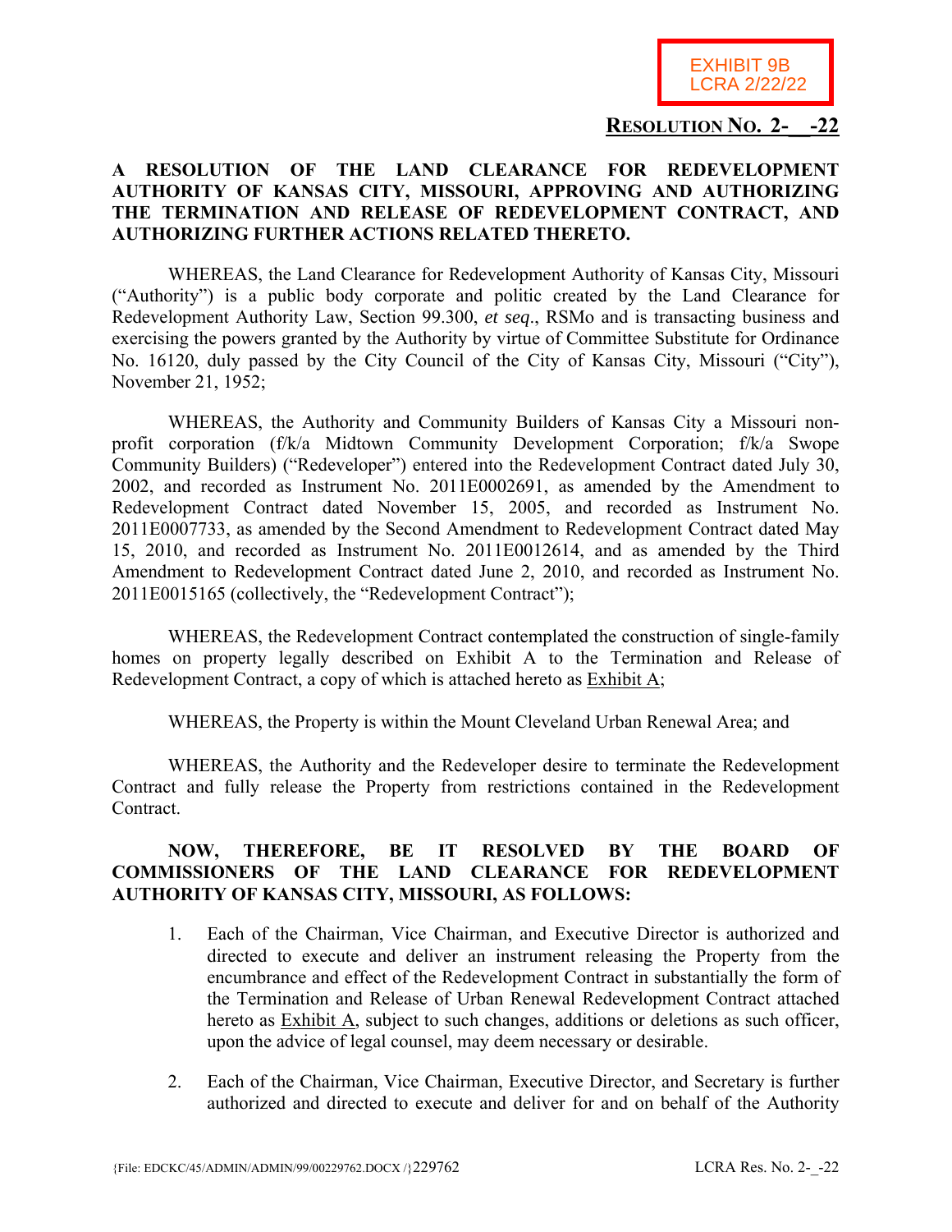EXHIBIT 9B
LCRA 2/22/22

**RESOLUTION NO. 2-__-22**

**A RESOLUTION OF THE LAND CLEARANCE FOR REDEVELOPMENT AUTHORITY OF KANSAS CITY, MISSOURI, APPROVING AND AUTHORIZING THE TERMINATION AND RELEASE OF REDEVELOPMENT CONTRACT, AND AUTHORIZING FURTHER ACTIONS RELATED THERETO.**

WHEREAS, the Land Clearance for Redevelopment Authority of Kansas City, Missouri ("Authority") is a public body corporate and politic created by the Land Clearance for Redevelopment Authority Law, Section 99.300, *et seq*., RSMo and is transacting business and exercising the powers granted by the Authority by virtue of Committee Substitute for Ordinance No. 16120, duly passed by the City Council of the City of Kansas City, Missouri ("City"), November 21, 1952;

WHEREAS, the Authority and Community Builders of Kansas City a Missouri non-profit corporation (f/k/a Midtown Community Development Corporation; f/k/a Swope Community Builders) ("Redeveloper") entered into the Redevelopment Contract dated July 30, 2002, and recorded as Instrument No. 2011E0002691, as amended by the Amendment to Redevelopment Contract dated November 15, 2005, and recorded as Instrument No. 2011E0007733, as amended by the Second Amendment to Redevelopment Contract dated May 15, 2010, and recorded as Instrument No. 2011E0012614, and as amended by the Third Amendment to Redevelopment Contract dated June 2, 2010, and recorded as Instrument No. 2011E0015165 (collectively, the "Redevelopment Contract");

WHEREAS, the Redevelopment Contract contemplated the construction of single-family homes on property legally described on Exhibit A to the Termination and Release of Redevelopment Contract, a copy of which is attached hereto as Exhibit A;

WHEREAS, the Property is within the Mount Cleveland Urban Renewal Area; and

WHEREAS, the Authority and the Redeveloper desire to terminate the Redevelopment Contract and fully release the Property from restrictions contained in the Redevelopment Contract.

**NOW, THEREFORE, BE IT RESOLVED BY THE BOARD OF COMMISSIONERS OF THE LAND CLEARANCE FOR REDEVELOPMENT AUTHORITY OF KANSAS CITY, MISSOURI, AS FOLLOWS:**

1. Each of the Chairman, Vice Chairman, and Executive Director is authorized and directed to execute and deliver an instrument releasing the Property from the encumbrance and effect of the Redevelopment Contract in substantially the form of the Termination and Release of Urban Renewal Redevelopment Contract attached hereto as Exhibit A, subject to such changes, additions or deletions as such officer, upon the advice of legal counsel, may deem necessary or desirable.

2. Each of the Chairman, Vice Chairman, Executive Director, and Secretary is further authorized and directed to execute and deliver for and on behalf of the Authority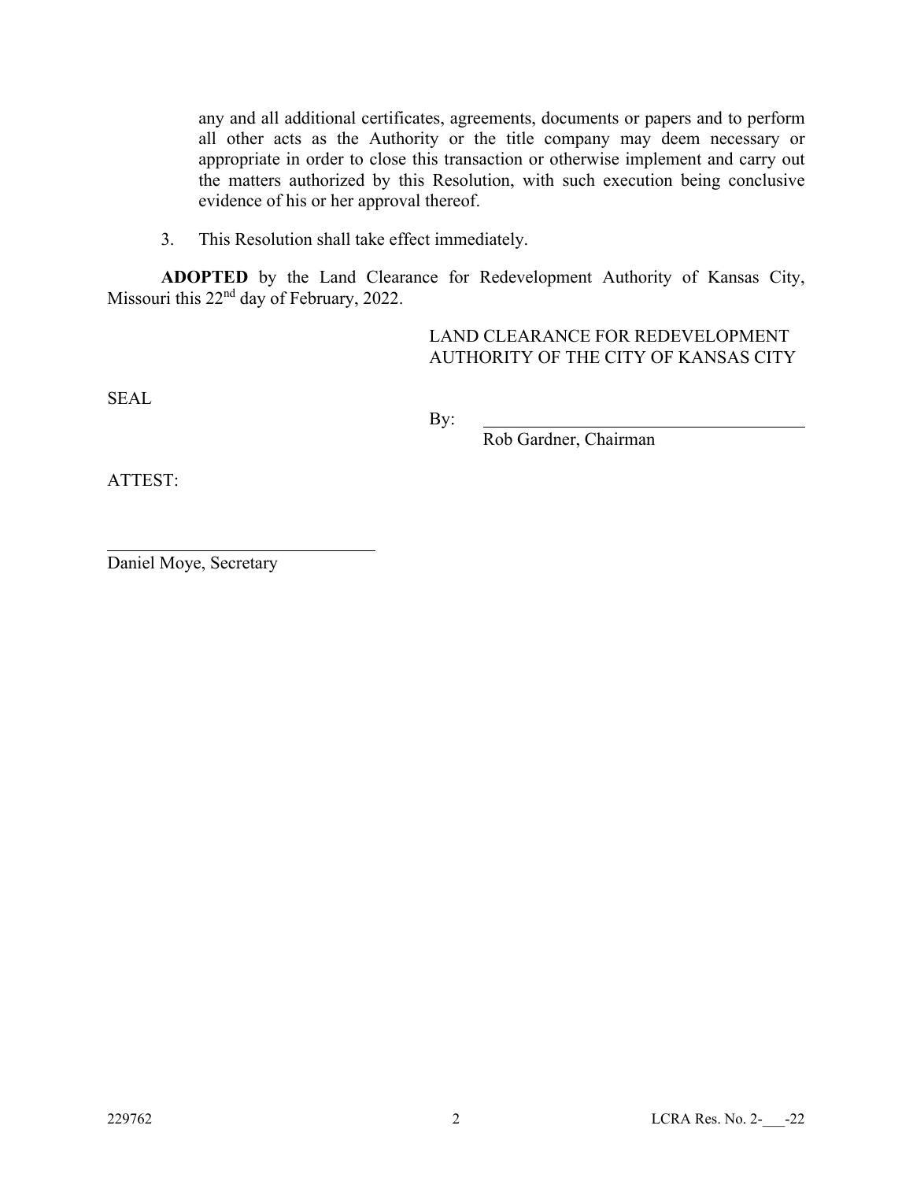any and all additional certificates, agreements, documents or papers and to perform all other acts as the Authority or the title company may deem necessary or appropriate in order to close this transaction or otherwise implement and carry out the matters authorized by this Resolution, with such execution being conclusive evidence of his or her approval thereof.

3. This Resolution shall take effect immediately.

**ADOPTED** by the Land Clearance for Redevelopment Authority of Kansas City, Missouri this 22nd day of February, 2022.

LAND CLEARANCE FOR REDEVELOPMENT AUTHORITY OF THE CITY OF KANSAS CITY

SEAL

By: ______________________________
Rob Gardner, Chairman

ATTEST:

______________________________
Daniel Moye, Secretary

229762 LCRA Res. No. 2-___-22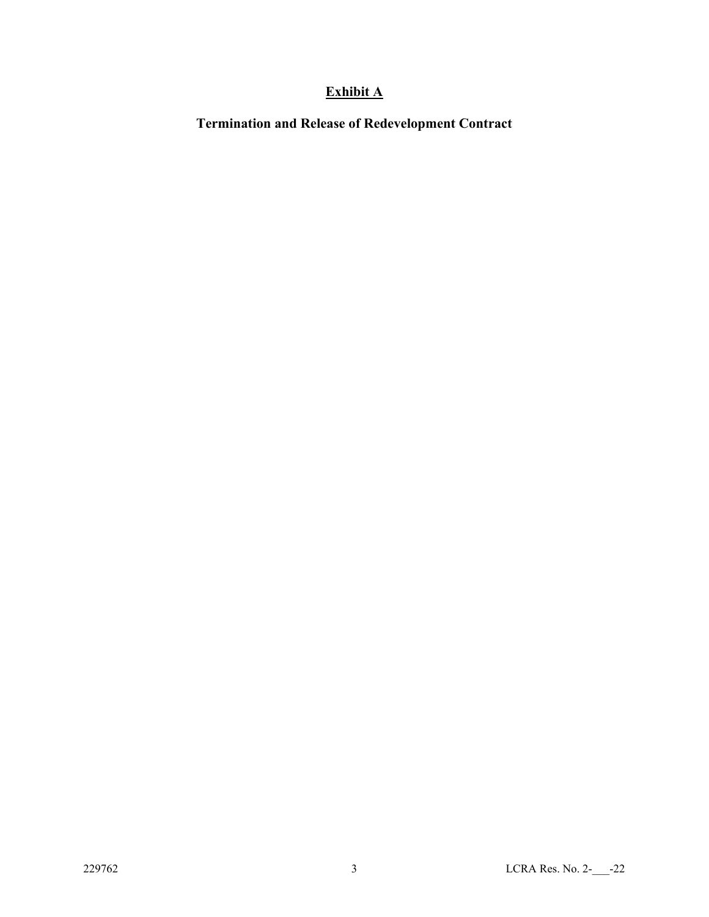# **Exhibit A**

## **Termination and Release of Redevelopment Contract**